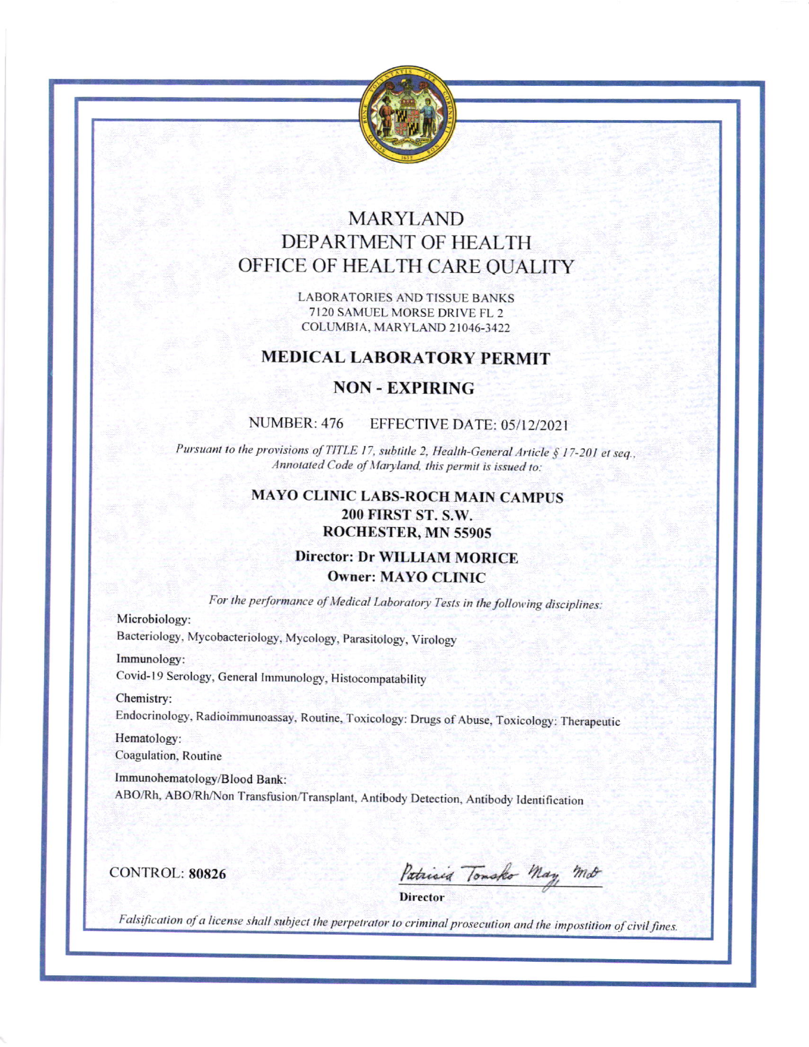# MARYLAND DEPARTMENT OF HEALTH OFFICE OF HEALTH CARE QUALITY

LABORATORIES AND TISSUE BANKS
7120 SAMUEL MORSE DRIVE FL 2
COLUMBIA, MARYLAND 21046-3422

## MEDICAL LABORATORY PERMIT

## NON - EXPIRING

NUMBER: 476 EFFECTIVE DATE: 05/12/2021

*Pursuant to the provisions of TITLE 17, subtitle 2, Health-General Article § 17-201 et seq., Annotated Code of Maryland, this permit is issued to:*

**MAYO CLINIC LABS-ROCH MAIN CAMPUS**
**200 FIRST ST. S.W.**
**ROCHESTER, MN 55905**

**Director: Dr WILLIAM MORICE**
**Owner: MAYO CLINIC**

*For the performance of Medical Laboratory Tests in the following disciplines:*

Microbiology:
Bacteriology, Mycobacteriology, Mycology, Parasitology, Virology

Immunology:
Covid-19 Serology, General Immunology, Histocompatability

Chemistry:
Endocrinology, Radioimmunoassay, Routine, Toxicology: Drugs of Abuse, Toxicology: Therapeutic

Hematology:
Coagulation, Routine

Immunohematology/Blood Bank:
ABO/Rh, ABO/Rh/Non Transfusion/Transplant, Antibody Detection, Antibody Identification

CONTROL: **80826**

Patricia Tomsko May MD
**Director**

*Falsification of a license shall subject the perpetrator to criminal prosecution and the impostition of civil fines.*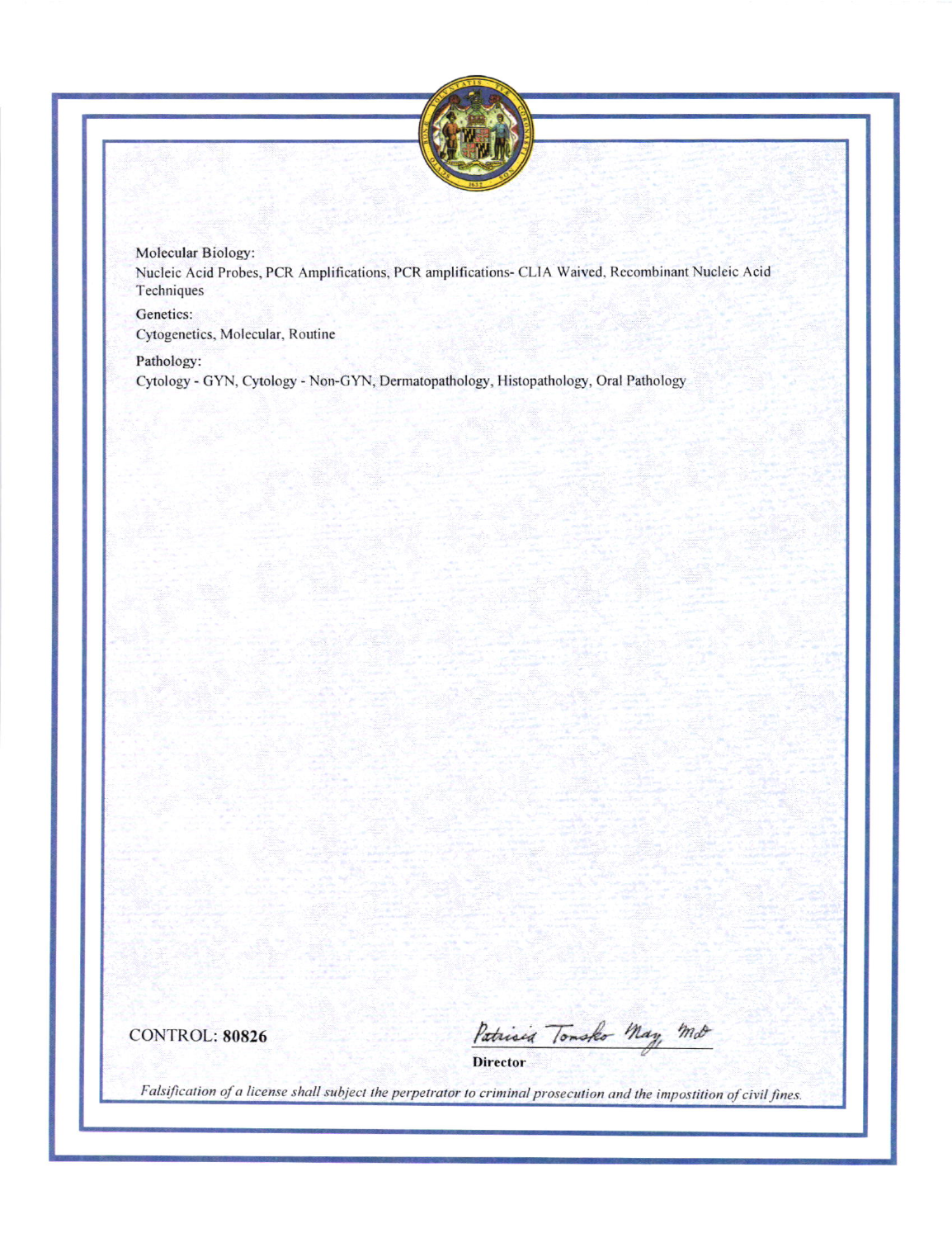Molecular Biology:
Nucleic Acid Probes, PCR Amplifications, PCR amplifications- CLIA Waived, Recombinant Nucleic Acid Techniques

Genetics:
Cytogenetics, Molecular, Routine

Pathology:
Cytology - GYN, Cytology - Non-GYN, Dermatopathology, Histopathology, Oral Pathology

CONTROL: **80826**

Patricia Tomsko May, MD
**Director**

*Falsification of a license shall subject the perpetrator to criminal prosecution and the impostition of civil fines.*